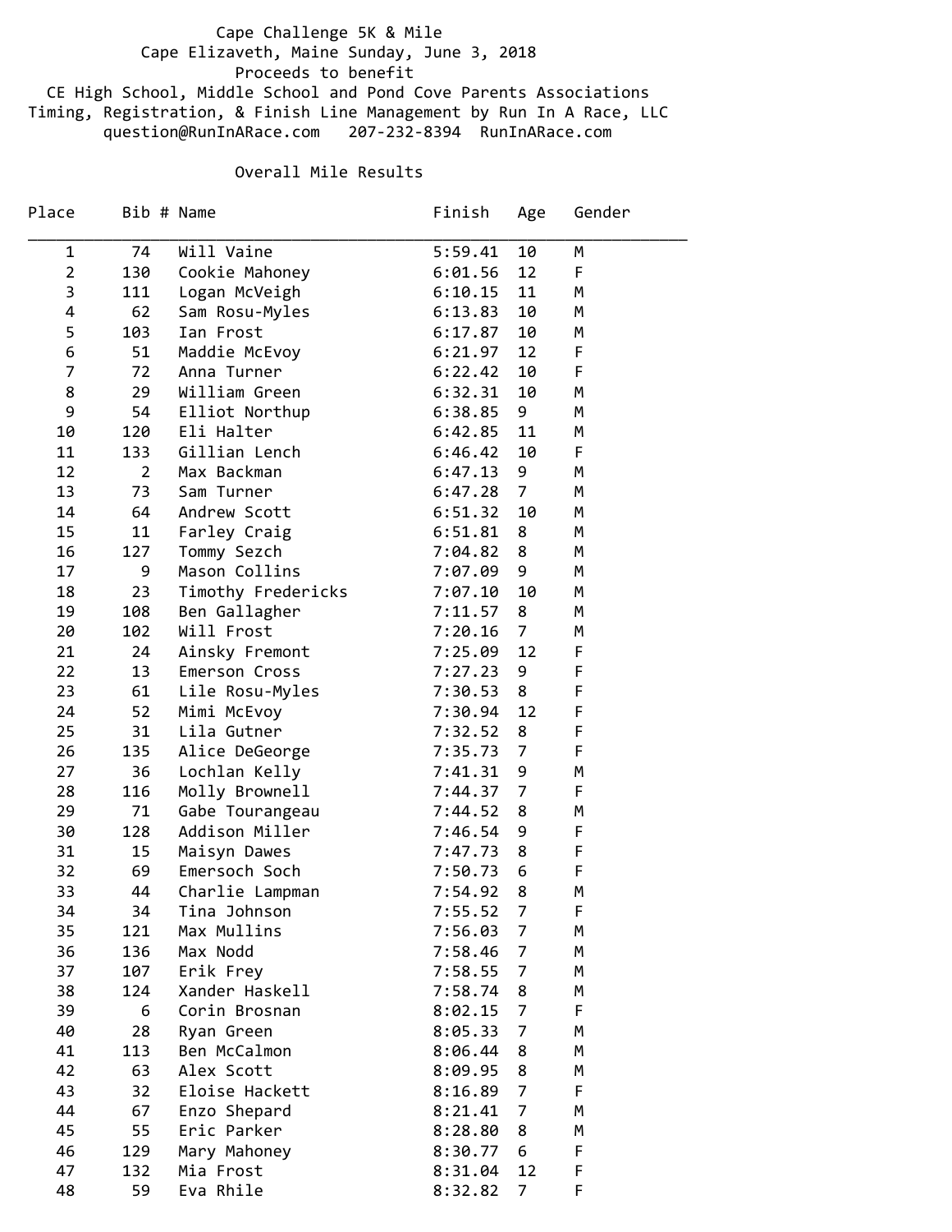Cape Challenge 5K & Mile

Cape Elizaveth, Maine Sunday, June 3, 2018

Proceeds to benefit

CE High School, Middle School and Pond Cove Parents Associations

Timing, Registration, & Finish Line Management by Run In A Race, LLC

question@RunInARace.com 207-232-8394 RunInARace.com

## Overall Mile Results

| Place | Bib # | Name | Finish | Age | Gender |
|---|---|---|---|---|---|
| 1 | 74 | Will Vaine | 5:59.41 | 10 | M |
| 2 | 130 | Cookie Mahoney | 6:01.56 | 12 | F |
| 3 | 111 | Logan McVeigh | 6:10.15 | 11 | M |
| 4 | 62 | Sam Rosu-Myles | 6:13.83 | 10 | M |
| 5 | 103 | Ian Frost | 6:17.87 | 10 | M |
| 6 | 51 | Maddie McEvoy | 6:21.97 | 12 | F |
| 7 | 72 | Anna Turner | 6:22.42 | 10 | F |
| 8 | 29 | William Green | 6:32.31 | 10 | M |
| 9 | 54 | Elliot Northup | 6:38.85 | 9 | M |
| 10 | 120 | Eli Halter | 6:42.85 | 11 | M |
| 11 | 133 | Gillian Lench | 6:46.42 | 10 | F |
| 12 | 2 | Max Backman | 6:47.13 | 9 | M |
| 13 | 73 | Sam Turner | 6:47.28 | 7 | M |
| 14 | 64 | Andrew Scott | 6:51.32 | 10 | M |
| 15 | 11 | Farley Craig | 6:51.81 | 8 | M |
| 16 | 127 | Tommy Sezch | 7:04.82 | 8 | M |
| 17 | 9 | Mason Collins | 7:07.09 | 9 | M |
| 18 | 23 | Timothy Fredericks | 7:07.10 | 10 | M |
| 19 | 108 | Ben Gallagher | 7:11.57 | 8 | M |
| 20 | 102 | Will Frost | 7:20.16 | 7 | M |
| 21 | 24 | Ainsky Fremont | 7:25.09 | 12 | F |
| 22 | 13 | Emerson Cross | 7:27.23 | 9 | F |
| 23 | 61 | Lile Rosu-Myles | 7:30.53 | 8 | F |
| 24 | 52 | Mimi McEvoy | 7:30.94 | 12 | F |
| 25 | 31 | Lila Gutner | 7:32.52 | 8 | F |
| 26 | 135 | Alice DeGeorge | 7:35.73 | 7 | F |
| 27 | 36 | Lochlan Kelly | 7:41.31 | 9 | M |
| 28 | 116 | Molly Brownell | 7:44.37 | 7 | F |
| 29 | 71 | Gabe Tourangeau | 7:44.52 | 8 | M |
| 30 | 128 | Addison Miller | 7:46.54 | 9 | F |
| 31 | 15 | Maisyn Dawes | 7:47.73 | 8 | F |
| 32 | 69 | Emersoch Soch | 7:50.73 | 6 | F |
| 33 | 44 | Charlie Lampman | 7:54.92 | 8 | M |
| 34 | 34 | Tina Johnson | 7:55.52 | 7 | F |
| 35 | 121 | Max Mullins | 7:56.03 | 7 | M |
| 36 | 136 | Max Nodd | 7:58.46 | 7 | M |
| 37 | 107 | Erik Frey | 7:58.55 | 7 | M |
| 38 | 124 | Xander Haskell | 7:58.74 | 8 | M |
| 39 | 6 | Corin Brosnan | 8:02.15 | 7 | F |
| 40 | 28 | Ryan Green | 8:05.33 | 7 | M |
| 41 | 113 | Ben McCalmon | 8:06.44 | 8 | M |
| 42 | 63 | Alex Scott | 8:09.95 | 8 | M |
| 43 | 32 | Eloise Hackett | 8:16.89 | 7 | F |
| 44 | 67 | Enzo Shepard | 8:21.41 | 7 | M |
| 45 | 55 | Eric Parker | 8:28.80 | 8 | M |
| 46 | 129 | Mary Mahoney | 8:30.77 | 6 | F |
| 47 | 132 | Mia Frost | 8:31.04 | 12 | F |
| 48 | 59 | Eva Rhile | 8:32.82 | 7 | F |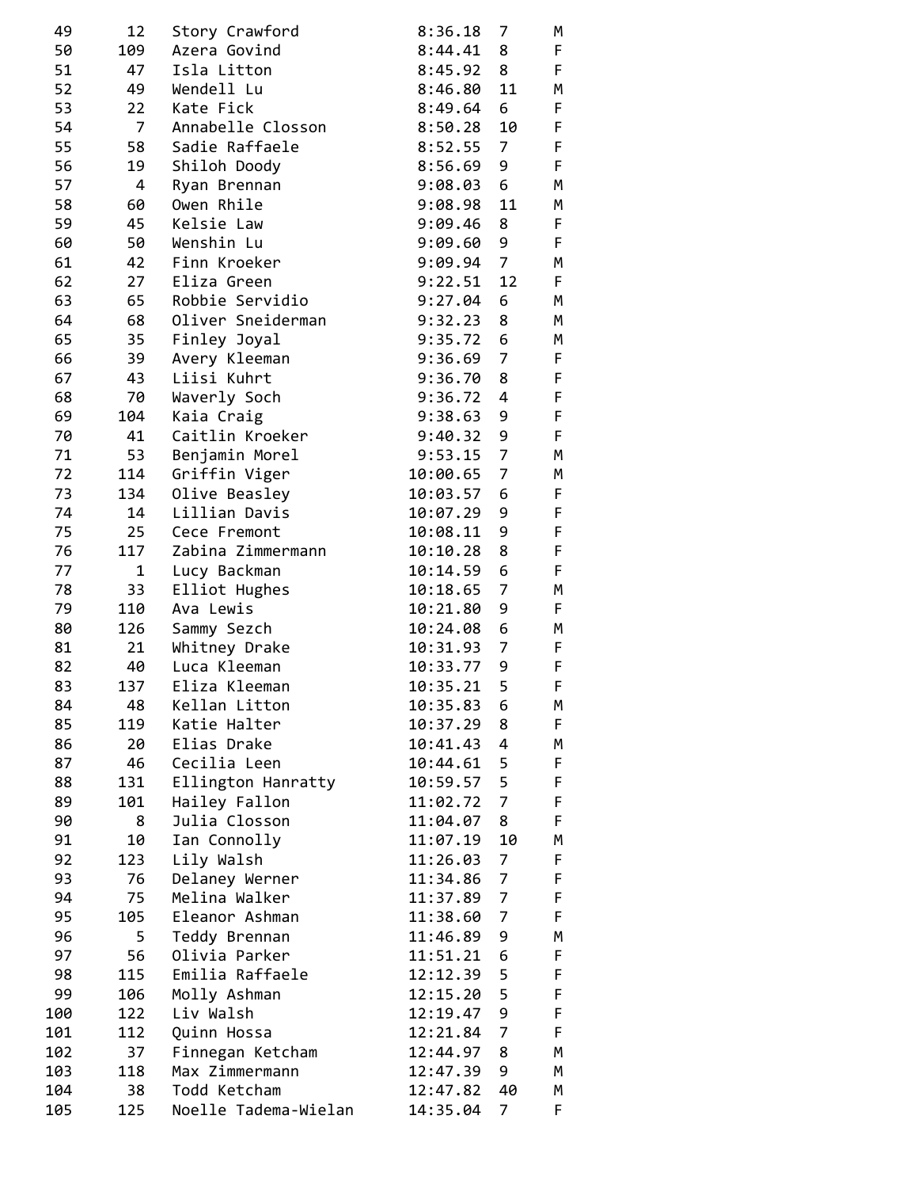| | | | | | |
|---|---|---|---|---|---|
| 49 | 12 | Story Crawford | 8:36.18 | 7 | M |
| 50 | 109 | Azera Govind | 8:44.41 | 8 | F |
| 51 | 47 | Isla Litton | 8:45.92 | 8 | F |
| 52 | 49 | Wendell Lu | 8:46.80 | 11 | M |
| 53 | 22 | Kate Fick | 8:49.64 | 6 | F |
| 54 | 7 | Annabelle Closson | 8:50.28 | 10 | F |
| 55 | 58 | Sadie Raffaele | 8:52.55 | 7 | F |
| 56 | 19 | Shiloh Doody | 8:56.69 | 9 | F |
| 57 | 4 | Ryan Brennan | 9:08.03 | 6 | M |
| 58 | 60 | Owen Rhile | 9:08.98 | 11 | M |
| 59 | 45 | Kelsie Law | 9:09.46 | 8 | F |
| 60 | 50 | Wenshin Lu | 9:09.60 | 9 | F |
| 61 | 42 | Finn Kroeker | 9:09.94 | 7 | M |
| 62 | 27 | Eliza Green | 9:22.51 | 12 | F |
| 63 | 65 | Robbie Servidio | 9:27.04 | 6 | M |
| 64 | 68 | Oliver Sneiderman | 9:32.23 | 8 | M |
| 65 | 35 | Finley Joyal | 9:35.72 | 6 | M |
| 66 | 39 | Avery Kleeman | 9:36.69 | 7 | F |
| 67 | 43 | Liisi Kuhrt | 9:36.70 | 8 | F |
| 68 | 70 | Waverly Soch | 9:36.72 | 4 | F |
| 69 | 104 | Kaia Craig | 9:38.63 | 9 | F |
| 70 | 41 | Caitlin Kroeker | 9:40.32 | 9 | F |
| 71 | 53 | Benjamin Morel | 9:53.15 | 7 | M |
| 72 | 114 | Griffin Viger | 10:00.65 | 7 | M |
| 73 | 134 | Olive Beasley | 10:03.57 | 6 | F |
| 74 | 14 | Lillian Davis | 10:07.29 | 9 | F |
| 75 | 25 | Cece Fremont | 10:08.11 | 9 | F |
| 76 | 117 | Zabina Zimmermann | 10:10.28 | 8 | F |
| 77 | 1 | Lucy Backman | 10:14.59 | 6 | F |
| 78 | 33 | Elliot Hughes | 10:18.65 | 7 | M |
| 79 | 110 | Ava Lewis | 10:21.80 | 9 | F |
| 80 | 126 | Sammy Sezch | 10:24.08 | 6 | M |
| 81 | 21 | Whitney Drake | 10:31.93 | 7 | F |
| 82 | 40 | Luca Kleeman | 10:33.77 | 9 | F |
| 83 | 137 | Eliza Kleeman | 10:35.21 | 5 | F |
| 84 | 48 | Kellan Litton | 10:35.83 | 6 | M |
| 85 | 119 | Katie Halter | 10:37.29 | 8 | F |
| 86 | 20 | Elias Drake | 10:41.43 | 4 | M |
| 87 | 46 | Cecilia Leen | 10:44.61 | 5 | F |
| 88 | 131 | Ellington Hanratty | 10:59.57 | 5 | F |
| 89 | 101 | Hailey Fallon | 11:02.72 | 7 | F |
| 90 | 8 | Julia Closson | 11:04.07 | 8 | F |
| 91 | 10 | Ian Connolly | 11:07.19 | 10 | M |
| 92 | 123 | Lily Walsh | 11:26.03 | 7 | F |
| 93 | 76 | Delaney Werner | 11:34.86 | 7 | F |
| 94 | 75 | Melina Walker | 11:37.89 | 7 | F |
| 95 | 105 | Eleanor Ashman | 11:38.60 | 7 | F |
| 96 | 5 | Teddy Brennan | 11:46.89 | 9 | M |
| 97 | 56 | Olivia Parker | 11:51.21 | 6 | F |
| 98 | 115 | Emilia Raffaele | 12:12.39 | 5 | F |
| 99 | 106 | Molly Ashman | 12:15.20 | 5 | F |
| 100 | 122 | Liv Walsh | 12:19.47 | 9 | F |
| 101 | 112 | Quinn Hossa | 12:21.84 | 7 | F |
| 102 | 37 | Finnegan Ketcham | 12:44.97 | 8 | M |
| 103 | 118 | Max Zimmermann | 12:47.39 | 9 | M |
| 104 | 38 | Todd Ketcham | 12:47.82 | 40 | M |
| 105 | 125 | Noelle Tadema-Wielan | 14:35.04 | 7 | F |